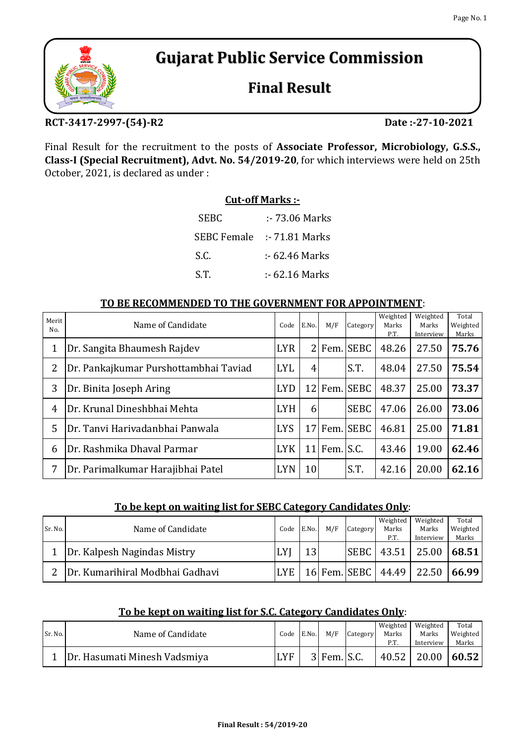# Gujarat Public Service Commission

## Final Result

**RCT-3417-2997-(54)-R2** **Date :-27-10-2021**

Final Result for the recruitment to the posts of **Associate Professor, Microbiology, G.S.S., Class-I (Special Recruitment), Advt. No. 54/2019-20**, for which interviews were held on 25th October, 2021, is declared as under :

**Cut-off Marks :-**

| | |
|---|---|
| SEBC | :- 73.06 Marks |
| SEBC Female | :- 71.81 Marks |
| S.C. | :- 62.46 Marks |
| S.T. | :- 62.16 Marks |

**TO BE RECOMMENDED TO THE GOVERNMENT FOR APPOINTMENT**:

| Merit No. | Name of Candidate | Code | E.No. | M/F | Category | Weighted Marks P.T. | Weighted Marks Interview | Total Weighted Marks |
|---|---|---|---|---|---|---|---|---|
| 1 | Dr. Sangita Bhaumesh Rajdev | LYR | 2 | Fem. | SEBC | 48.26 | 27.50 | **75.76** |
| 2 | Dr. Pankajkumar Purshottambhai Taviad | LYL | 4 | | S.T. | 48.04 | 27.50 | **75.54** |
| 3 | Dr. Binita Joseph Aring | LYD | 12 | Fem. | SEBC | 48.37 | 25.00 | **73.37** |
| 4 | Dr. Krunal Dineshbhai Mehta | LYH | 6 | | SEBC | 47.06 | 26.00 | **73.06** |
| 5 | Dr. Tanvi Harivadanbhai Panwala | LYS | 17 | Fem. | SEBC | 46.81 | 25.00 | **71.81** |
| 6 | Dr. Rashmika Dhaval Parmar | LYK | 11 | Fem. | S.C. | 43.46 | 19.00 | **62.46** |
| 7 | Dr. Parimalkumar Harajibhai Patel | LYN | 10 | | S.T. | 42.16 | 20.00 | **62.16** |

**To be kept on waiting list for SEBC Category Candidates Only**:

| Sr. No. | Name of Candidate | Code | E.No. | M/F | Category | Weighted Marks P.T. | Weighted Marks Interview | Total Weighted Marks |
|---|---|---|---|---|---|---|---|---|
| 1 | Dr. Kalpesh Nagindas Mistry | LYJ | 13 | | SEBC | 43.51 | 25.00 | **68.51** |
| 2 | Dr. Kumarihiral Modbhai Gadhavi | LYE | 16 | Fem. | SEBC | 44.49 | 22.50 | **66.99** |

**To be kept on waiting list for S.C. Category Candidates Only**:

| Sr. No. | Name of Candidate | Code | E.No. | M/F | Category | Weighted Marks P.T. | Weighted Marks Interview | Total Weighted Marks |
|---|---|---|---|---|---|---|---|---|
| 1 | Dr. Hasumati Minesh Vadsmiya | LYF | 3 | Fem. | S.C. | 40.52 | 20.00 | **60.52** |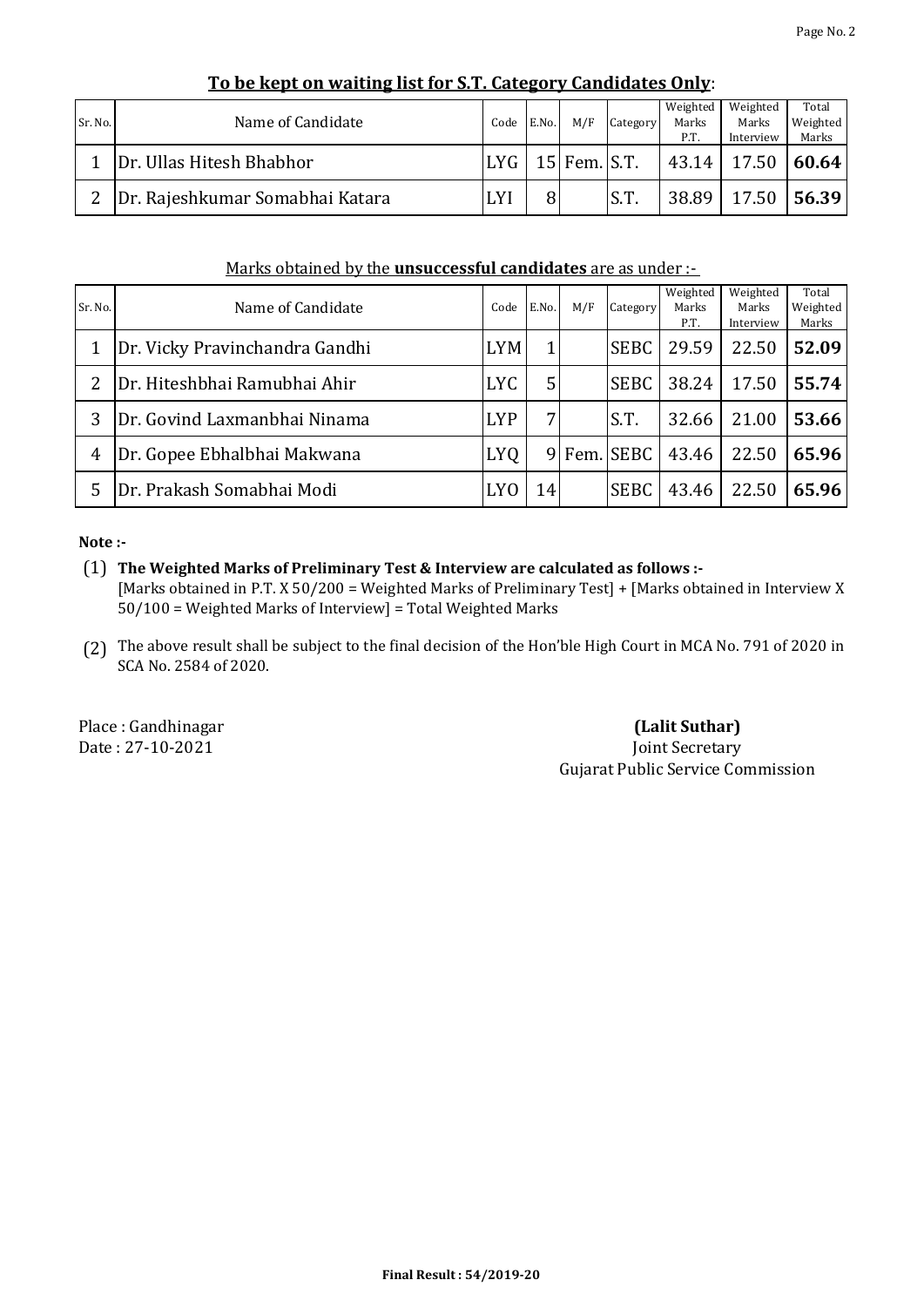**To be kept on waiting list for S.T. Category Candidates Only**:

| Sr. No. | Name of Candidate | Code | E.No. | M/F | Category | Weighted Marks P.T. | Weighted Marks Interview | Total Weighted Marks |
|---|---|---|---|---|---|---|---|---|
| 1 | Dr. Ullas Hitesh Bhabhor | LYG | 15 | Fem. | S.T. | 43.14 | 17.50 | **60.64** |
| 2 | Dr. Rajeshkumar Somabhai Katara | LYI | 8 | | S.T. | 38.89 | 17.50 | **56.39** |

Marks obtained by the **unsuccessful candidates** are as under :-

| Sr. No. | Name of Candidate | Code | E.No. | M/F | Category | Weighted Marks P.T. | Weighted Marks Interview | Total Weighted Marks |
|---|---|---|---|---|---|---|---|---|
| 1 | Dr. Vicky Pravinchandra Gandhi | LYM | 1 | | SEBC | 29.59 | 22.50 | **52.09** |
| 2 | Dr. Hiteshbhai Ramubhai Ahir | LYC | 5 | | SEBC | 38.24 | 17.50 | **55.74** |
| 3 | Dr. Govind Laxmanbhai Ninama | LYP | 7 | | S.T. | 32.66 | 21.00 | **53.66** |
| 4 | Dr. Gopee Ebhalbhai Makwana | LYQ | 9 | Fem. | SEBC | 43.46 | 22.50 | **65.96** |
| 5 | Dr. Prakash Somabhai Modi | LYO | 14 | | SEBC | 43.46 | 22.50 | **65.96** |

**Note :-**

(1) **The Weighted Marks of Preliminary Test & Interview are calculated as follows :-**
[Marks obtained in P.T. X 50/200 = Weighted Marks of Preliminary Test] + [Marks obtained in Interview X 50/100 = Weighted Marks of Interview] = Total Weighted Marks

(2) The above result shall be subject to the final decision of the Hon'ble High Court in MCA No. 791 of 2020 in SCA No. 2584 of 2020.

Place : Gandhinagar
Date : 27-10-2021

**(Lalit Suthar)**
Joint Secretary
Gujarat Public Service Commission

**Final Result : 54/2019-20**